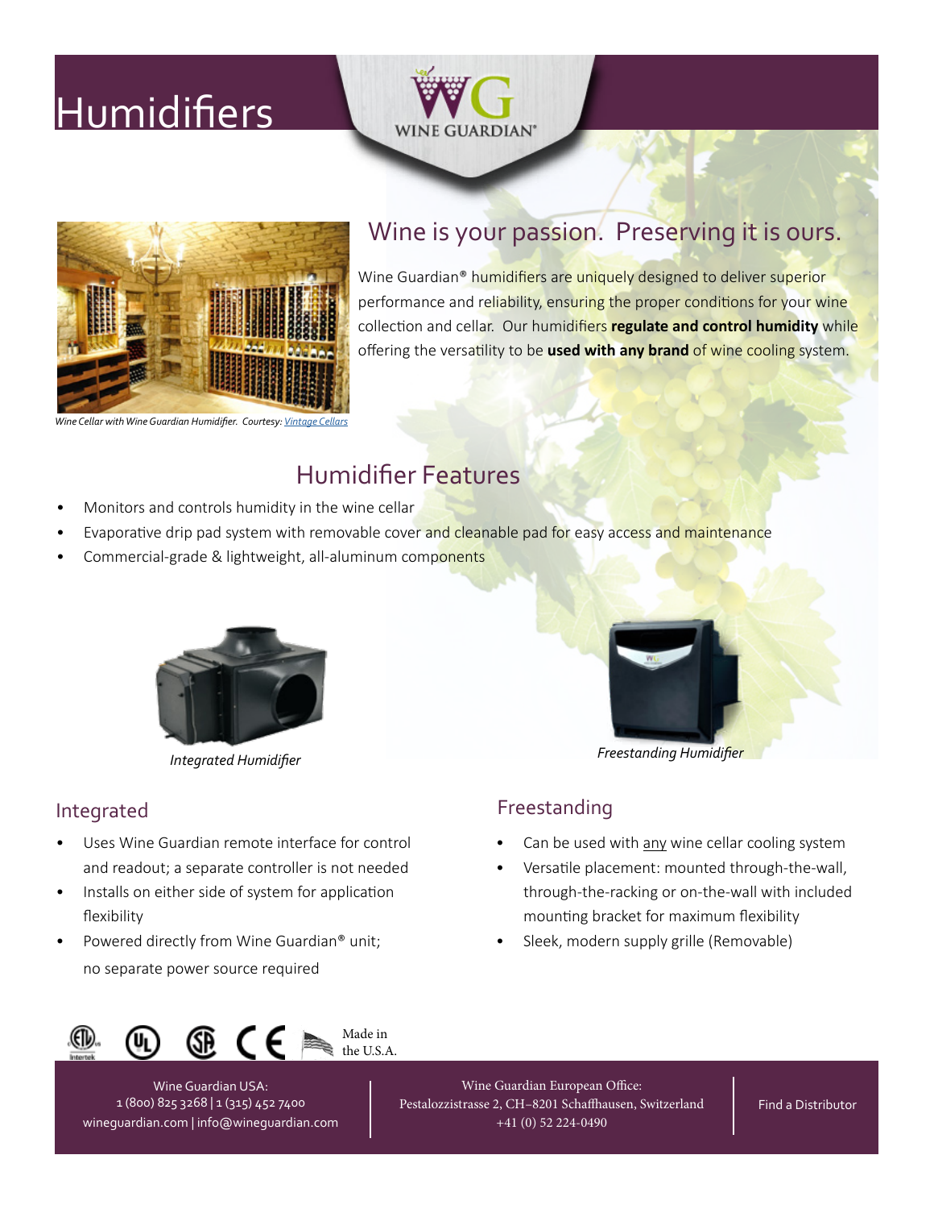# Humidifiers

WINE GUARDIAN®

*Wine Cellar with Wine Guardian Humidifier. Courtesy: Vintage Cellars*

## Wine is your passion. Preserving it is ours.

Wine Guardian® humidifiers are uniquely designed to deliver superior performance and reliability, ensuring the proper conditions for your wine collection and cellar. Our humidifiers **regulate and control humidity** while offering the versatility to be **used with any brand** of wine cooling system.

## Humidifier Features

- Monitors and controls humidity in the wine cellar
- Evaporative drip pad system with removable cover and cleanable pad for easy access and maintenance
- Commercial-grade & lightweight, all-aluminum components

*Integrated Humidifier*

*Freestanding Humidifier*

### Integrated

- Uses Wine Guardian remote interface for control and readout; a separate controller is not needed
- Installs on either side of system for application flexibility
- Powered directly from Wine Guardian® unit; no separate power source required

### Freestanding

- Can be used with <u>any</u> wine cellar cooling system
- Versatile placement: mounted through-the-wall, through-the-racking or on-the-wall with included mounting bracket for maximum flexibility
- Sleek, modern supply grille (Removable)

Made in the U.S.A.

Wine Guardian USA:
1 (800) 825 3268 | 1 (315) 452 7400
wineguardian.com | info@wineguardian.com

Wine Guardian European Office:
Pestalozzistrasse 2, CH–8201 Schaffhausen, Switzerland
+41 (0) 52 224-0490

Find a Distributor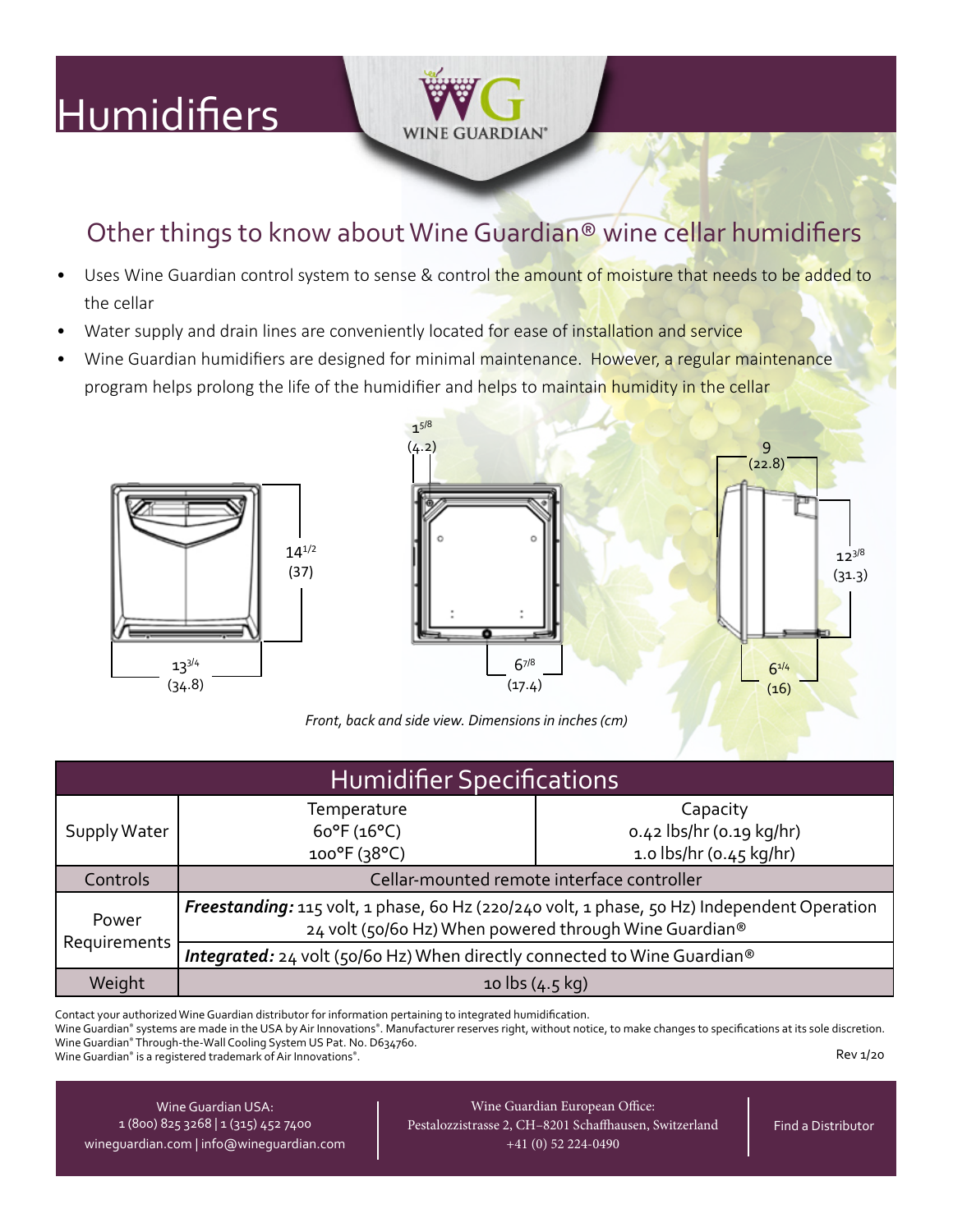# Humidifiers

## Other things to know about Wine Guardian® wine cellar humidifiers

- Uses Wine Guardian control system to sense & control the amount of moisture that needs to be added to the cellar
- Water supply and drain lines are conveniently located for ease of installation and service
- Wine Guardian humidifiers are designed for minimal maintenance. However, a regular maintenance program helps prolong the life of the humidifier and helps to maintain humidity in the cellar

14 1/2
(37)

13 3/4
(34.8)

1 5/8
(4.2)

6 7/8
(17.4)

9
(22.8)

12 3/8
(31.3)

6 1/4
(16)

*Front, back and side view. Dimensions in inches (cm)*

| Humidifier Specifications | | |
|---|---|---|
| Supply Water | Temperature<br>60°F (16°C)<br>100°F (38°C) | Capacity<br>0.42 lbs/hr (0.19 kg/hr)<br>1.0 lbs/hr (0.45 kg/hr) |
| Controls | Cellar-mounted remote interface controller | |
| Power Requirements | ***Freestanding:*** 115 volt, 1 phase, 60 Hz (220/240 volt, 1 phase, 50 Hz) Independent Operation<br>24 volt (50/60 Hz) When powered through Wine Guardian® | |
| | ***Integrated:*** 24 volt (50/60 Hz) When directly connected to Wine Guardian® | |
| Weight | 10 lbs (4.5 kg) | |

Contact your authorized Wine Guardian distributor for information pertaining to integrated humidification.
Wine Guardian® systems are made in the USA by Air Innovations®. Manufacturer reserves right, without notice, to make changes to specifications at its sole discretion.
Wine Guardian® Through-the-Wall Cooling System US Pat. No. D634760.
Wine Guardian® is a registered trademark of Air Innovations®.

Rev 1/20

Wine Guardian USA:
1 (800) 825 3268 | 1 (315) 452 7400
wineguardian.com | info@wineguardian.com

Wine Guardian European Office:
Pestalozzistrasse 2, CH–8201 Schaffhausen, Switzerland
+41 (0) 52 224-0490

Find a Distributor